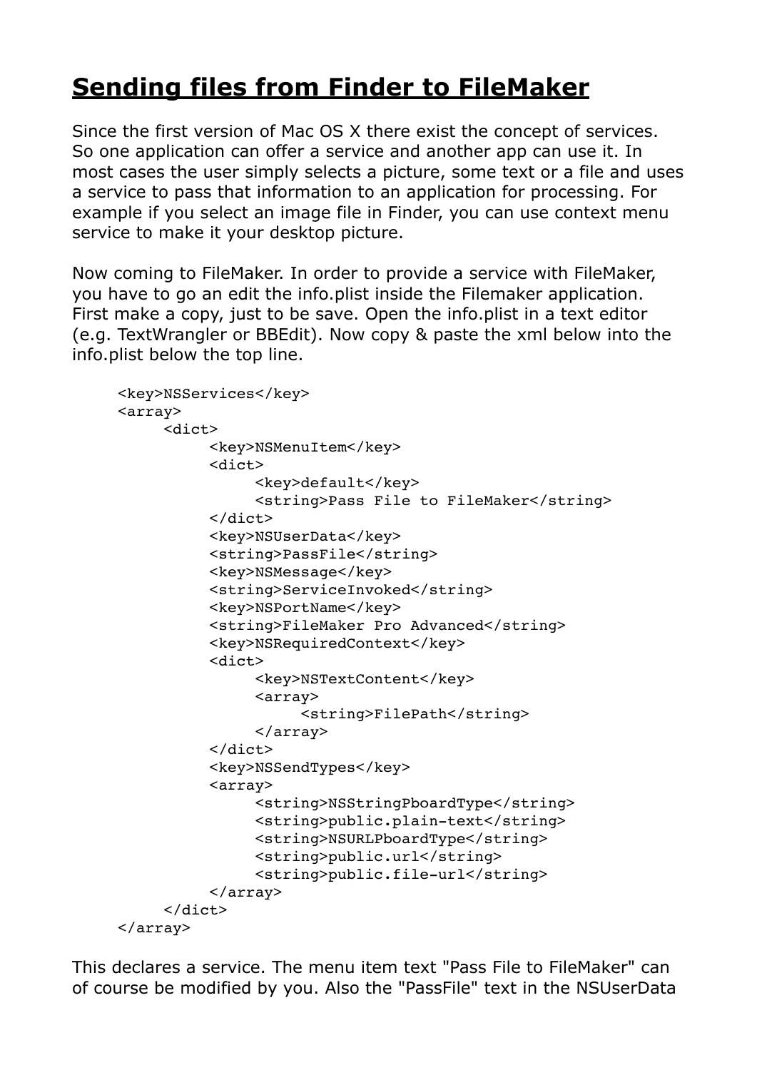# **Sending files from Finder to FileMaker**

Since the first version of Mac OS X there exist the concept of services. So one application can offer a service and another app can use it. In most cases the user simply selects a picture, some text or a file and uses a service to pass that information to an application for processing. For example if you select an image file in Finder, you can use context menu service to make it your desktop picture.

Now coming to FileMaker. In order to provide a service with FileMaker, you have to go an edit the info.plist inside the Filemaker application. First make a copy, just to be save. Open the info.plist in a text editor (e.g. TextWrangler or BBEdit). Now copy & paste the xml below into the info.plist below the top line.

```
<key>NSServices</key>
<array>
     <dict>
          <key>NSMenuItem</key>
          <dict>
               <key>default</key>
               <string>Pass File to FileMaker</string>
          </dict>
          <key>NSUserData</key>
          <string>PassFile</string>
          <key>NSMessage</key>
          <string>ServiceInvoked</string>
          <key>NSPortName</key>
          <string>FileMaker Pro Advanced</string>
          <key>NSRequiredContext</key>
          <dict>
               <key>NSTextContent</key>
               <array>
                    <string>FilePath</string>
               </array>
          </dict>
          <key>NSSendTypes</key>
          <array>
               <string>NSStringPboardType</string>
               <string>public.plain-text</string>
               <string>NSURLPboardType</string>
               <string>public.url</string>
               <string>public.file-url</string>
          </array>
     </dict>
</array>
```

This declares a service. The menu item text "Pass File to FileMaker" can of course be modified by you. Also the "PassFile" text in the NSUserData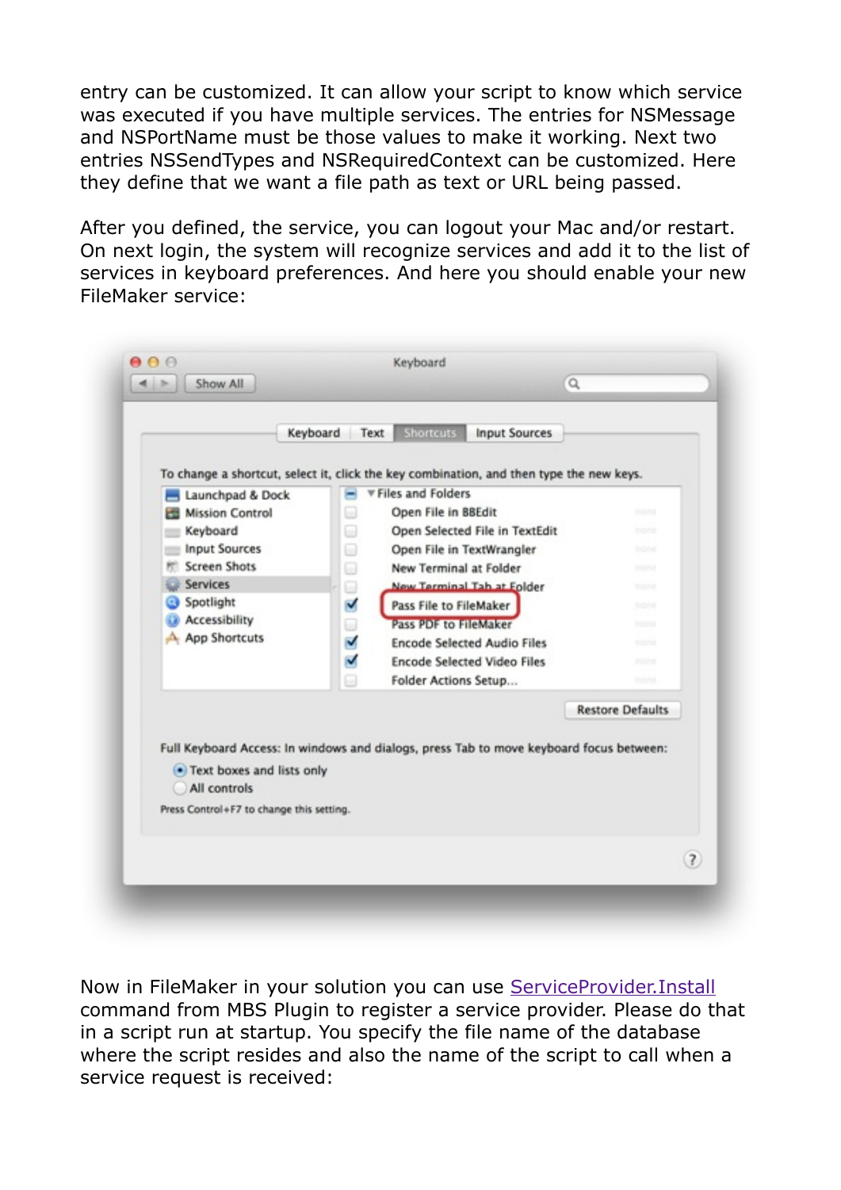entry can be customized. It can allow your script to know which service was executed if you have multiple services. The entries for NSMessage and NSPortName must be those values to make it working. Next two entries NSSendTypes and NSRequiredContext can be customized. Here they define that we want a file path as text or URL being passed.

After you defined, the service, you can logout your Mac and/or restart. On next login, the system will recognize services and add it to the list of services in keyboard preferences. And here you should enable your new FileMaker service:

Now in FileMaker in your solution you can use [ServiceProvider.Install] command from MBS Plugin to register a service provider. Please do that in a script run at startup. You specify the file name of the database where the script resides and also the name of the script to call when a service request is received: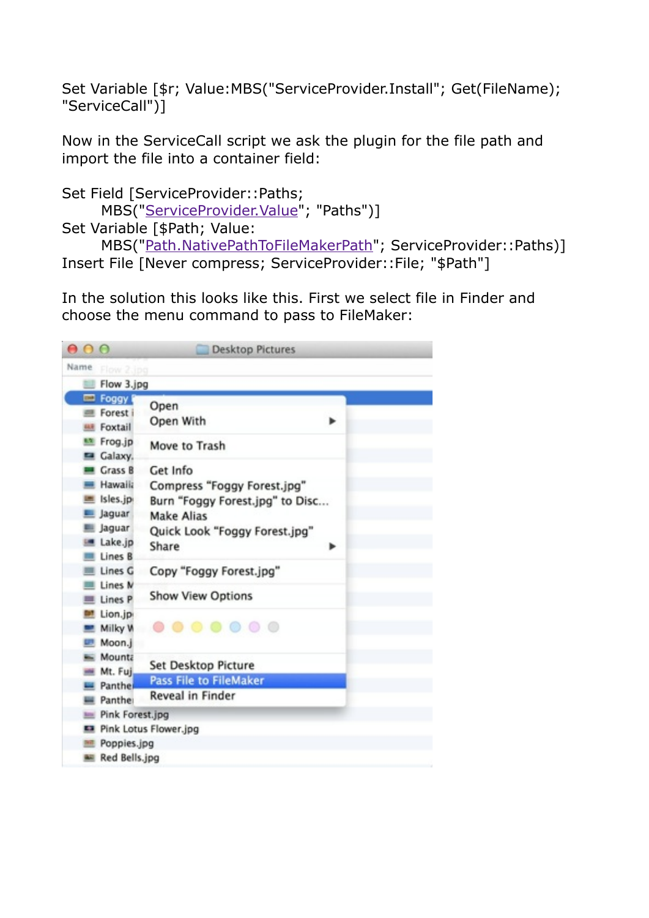```
Set Variable [$r; Value:MBS("ServiceProvider.Install"; Get(FileName); "ServiceCall")]
```

Now in the ServiceCall script we ask the plugin for the file path and import the file into a container field:

```
Set Field [ServiceProvider::Paths;
    MBS("ServiceProvider.Value"; "Paths")]
Set Variable [$Path; Value:
    MBS("Path.NativePathToFileMakerPath"; ServiceProvider::Paths)]
Insert File [Never compress; ServiceProvider::File; "$Path"]
```

In the solution this looks like this. First we select file in Finder and choose the menu command to pass to FileMaker: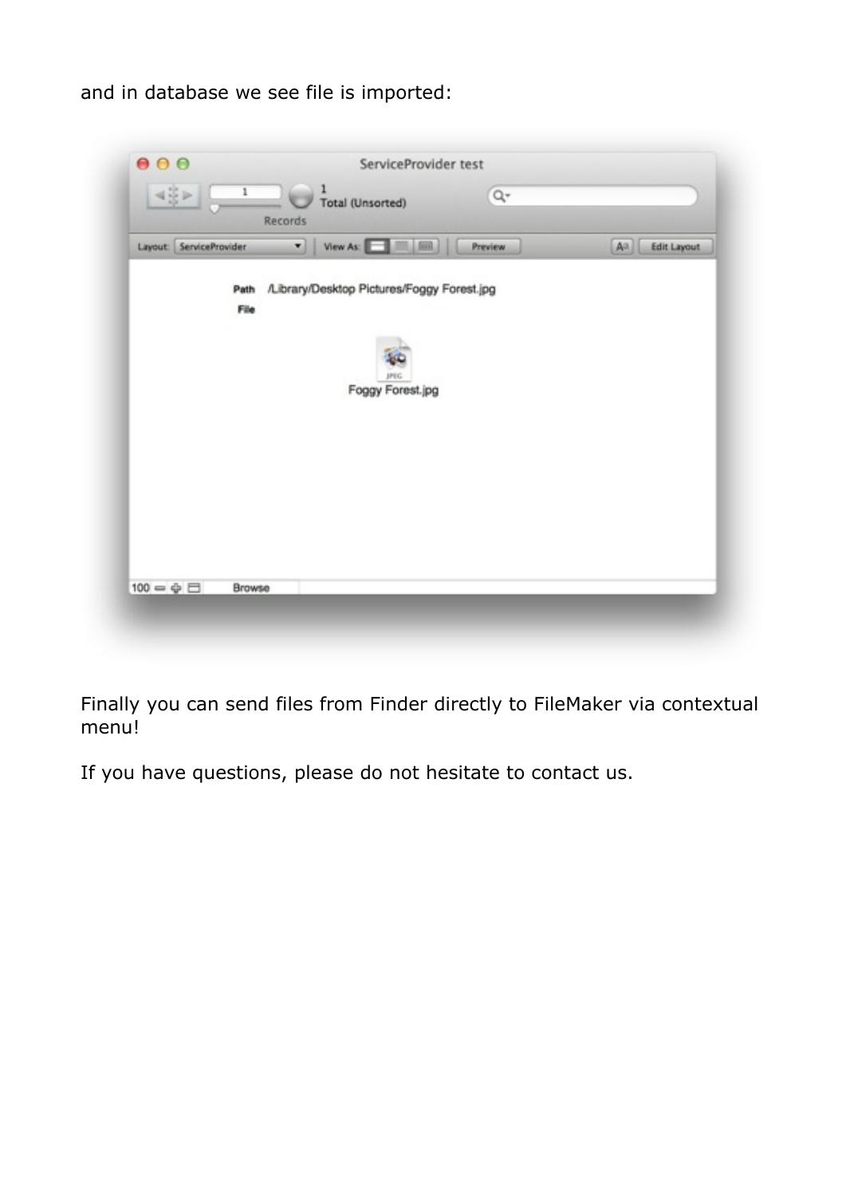and in database we see file is imported:

Finally you can send files from Finder directly to FileMaker via contextual menu!

If you have questions, please do not hesitate to contact us.